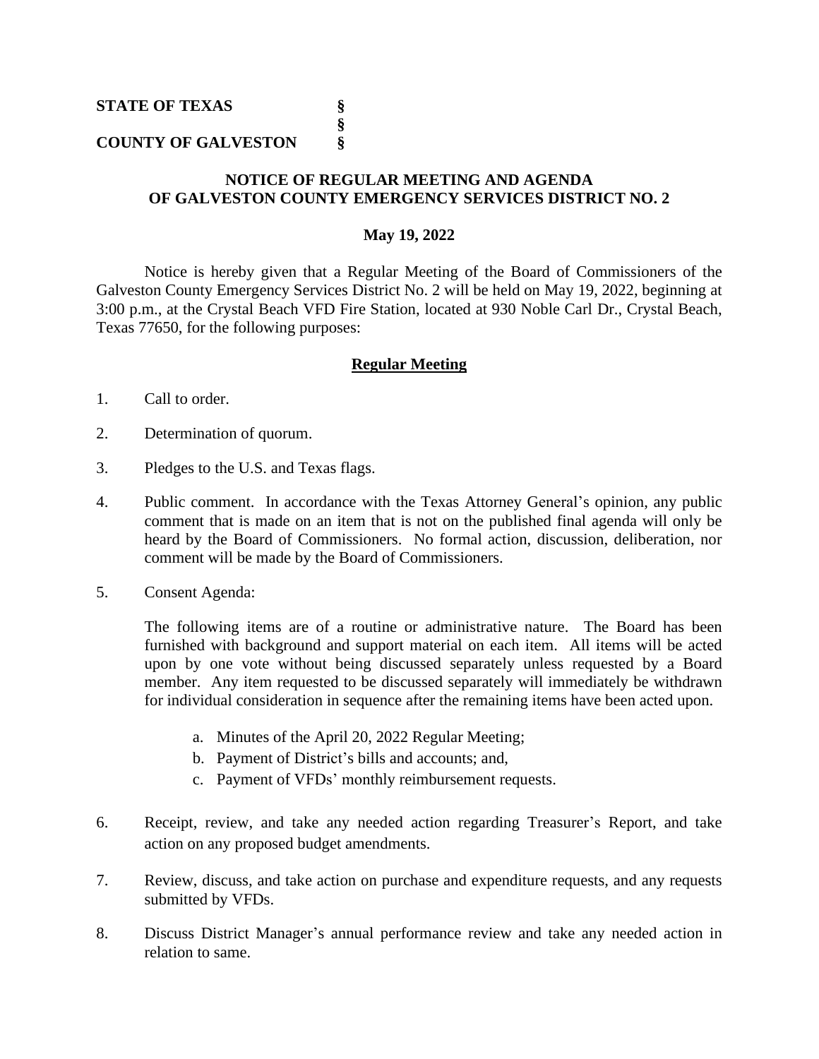**STATE OF TEXAS §**
**§**
**COUNTY OF GALVESTON §**

**NOTICE OF REGULAR MEETING AND AGENDA OF GALVESTON COUNTY EMERGENCY SERVICES DISTRICT NO. 2**

**May 19, 2022**

Notice is hereby given that a Regular Meeting of the Board of Commissioners of the Galveston County Emergency Services District No. 2 will be held on May 19, 2022, beginning at 3:00 p.m., at the Crystal Beach VFD Fire Station, located at 930 Noble Carl Dr., Crystal Beach, Texas 77650, for the following purposes:

## Regular Meeting

1. Call to order.

2. Determination of quorum.

3. Pledges to the U.S. and Texas flags.

4. Public comment. In accordance with the Texas Attorney General's opinion, any public comment that is made on an item that is not on the published final agenda will only be heard by the Board of Commissioners. No formal action, discussion, deliberation, nor comment will be made by the Board of Commissioners.

5. Consent Agenda:

   The following items are of a routine or administrative nature. The Board has been furnished with background and support material on each item. All items will be acted upon by one vote without being discussed separately unless requested by a Board member. Any item requested to be discussed separately will immediately be withdrawn for individual consideration in sequence after the remaining items have been acted upon.

   a. Minutes of the April 20, 2022 Regular Meeting;
   b. Payment of District's bills and accounts; and,
   c. Payment of VFDs' monthly reimbursement requests.

6. Receipt, review, and take any needed action regarding Treasurer's Report, and take action on any proposed budget amendments.

7. Review, discuss, and take action on purchase and expenditure requests, and any requests submitted by VFDs.

8. Discuss District Manager's annual performance review and take any needed action in relation to same.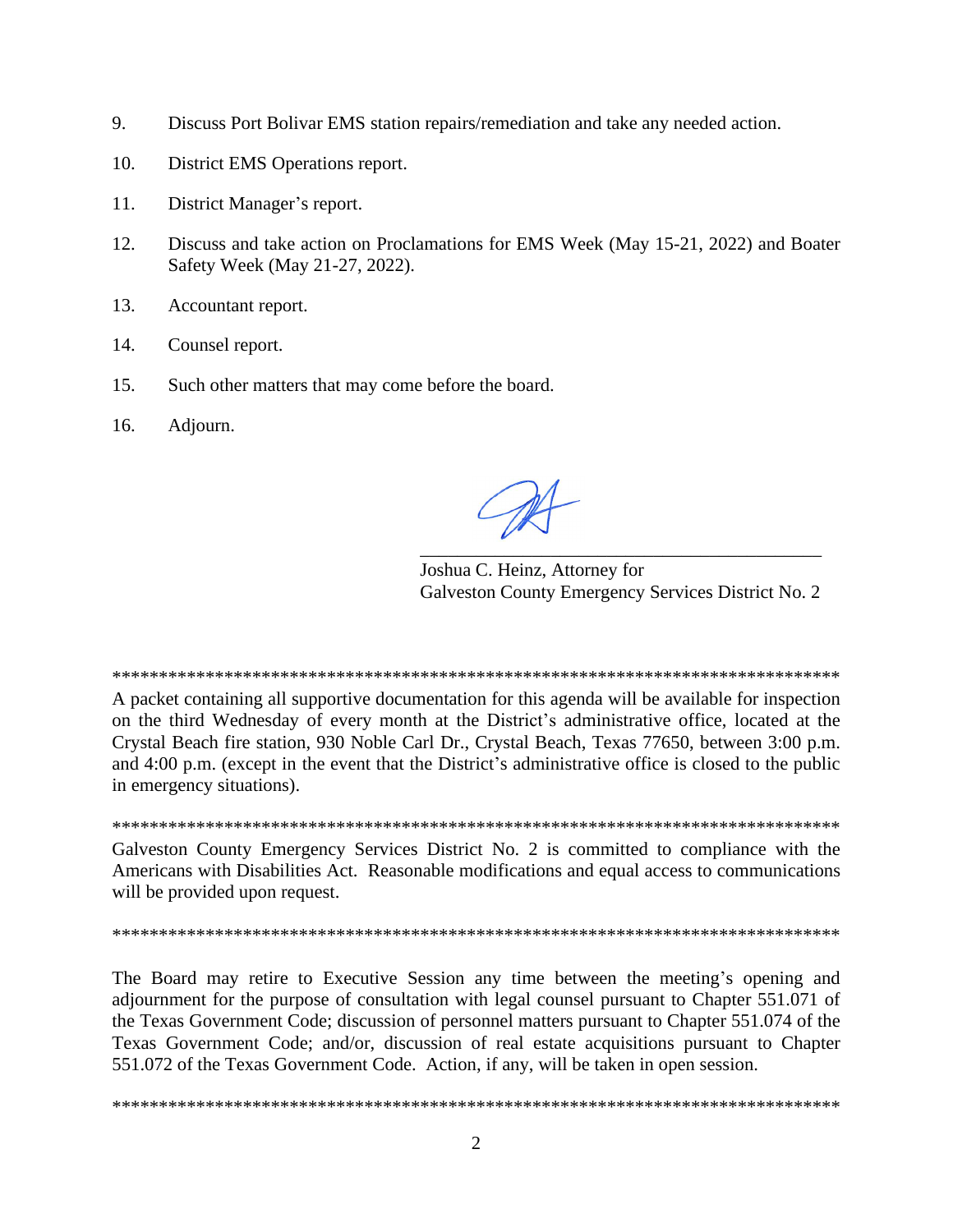9. Discuss Port Bolivar EMS station repairs/remediation and take any needed action.

10. District EMS Operations report.

11. District Manager's report.

12. Discuss and take action on Proclamations for EMS Week (May 15-21, 2022) and Boater Safety Week (May 21-27, 2022).

13. Accountant report.

14. Counsel report.

15. Such other matters that may come before the board.

16. Adjourn.

Joshua C. Heinz, Attorney for
Galveston County Emergency Services District No. 2

*******************************************************************************

A packet containing all supportive documentation for this agenda will be available for inspection on the third Wednesday of every month at the District's administrative office, located at the Crystal Beach fire station, 930 Noble Carl Dr., Crystal Beach, Texas 77650, between 3:00 p.m. and 4:00 p.m. (except in the event that the District's administrative office is closed to the public in emergency situations).

*******************************************************************************

Galveston County Emergency Services District No. 2 is committed to compliance with the Americans with Disabilities Act. Reasonable modifications and equal access to communications will be provided upon request.

*******************************************************************************

The Board may retire to Executive Session any time between the meeting's opening and adjournment for the purpose of consultation with legal counsel pursuant to Chapter 551.071 of the Texas Government Code; discussion of personnel matters pursuant to Chapter 551.074 of the Texas Government Code; and/or, discussion of real estate acquisitions pursuant to Chapter 551.072 of the Texas Government Code. Action, if any, will be taken in open session.

*******************************************************************************